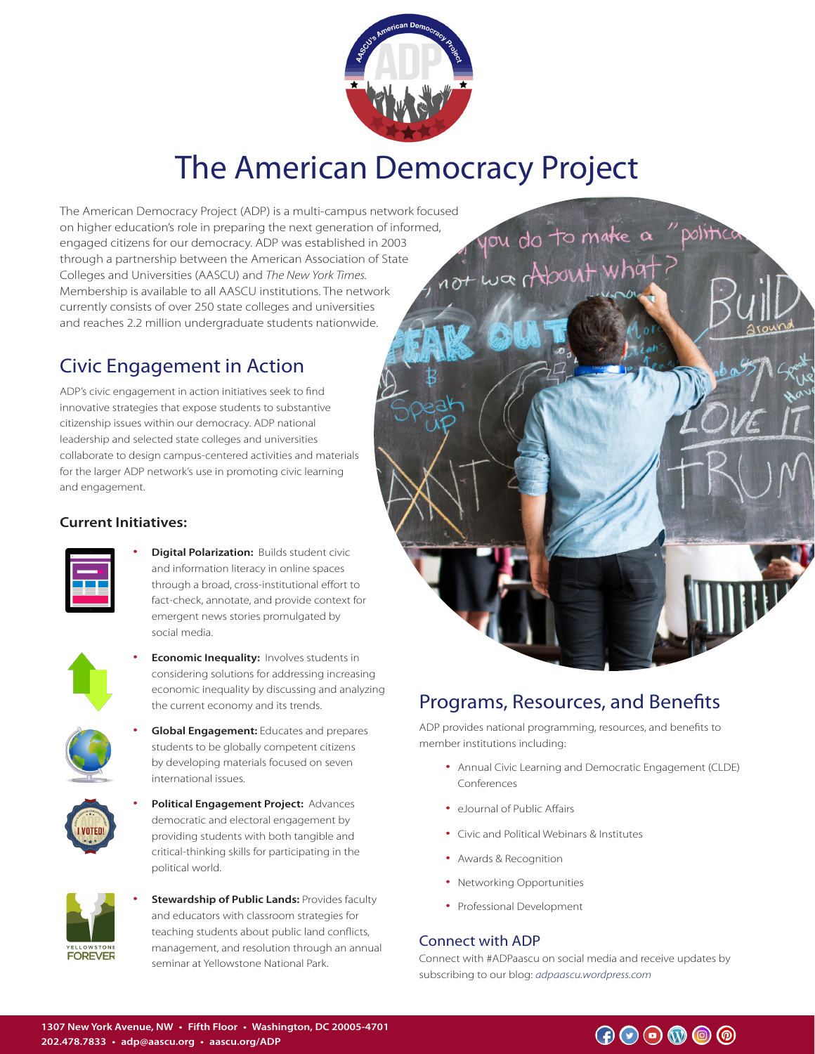# The American Democracy Project

The American Democracy Project (ADP) is a multi-campus network focused on higher education's role in preparing the next generation of informed, engaged citizens for our democracy. ADP was established in 2003 through a partnership between the American Association of State Colleges and Universities (AASCU) and *The New York Times*. Membership is available to all AASCU institutions. The network currently consists of over 250 state colleges and universities and reaches 2.2 million undergraduate students nationwide.

## Civic Engagement in Action

ADP's civic engagement in action initiatives seek to find innovative strategies that expose students to substantive citizenship issues within our democracy. ADP national leadership and selected state colleges and universities collaborate to design campus-centered activities and materials for the larger ADP network's use in promoting civic learning and engagement.

### Current Initiatives:

- **Digital Polarization:** Builds student civic and information literacy in online spaces through a broad, cross-institutional effort to fact-check, annotate, and provide context for emergent news stories promulgated by social media.
- **Economic Inequality:** Involves students in considering solutions for addressing increasing economic inequality by discussing and analyzing the current economy and its trends.
- **Global Engagement:** Educates and prepares students to be globally competent citizens by developing materials focused on seven international issues.
- **Political Engagement Project:** Advances democratic and electoral engagement by providing students with both tangible and critical-thinking skills for participating in the political world.
- **Stewardship of Public Lands:** Provides faculty and educators with classroom strategies for teaching students about public land conflicts, management, and resolution through an annual seminar at Yellowstone National Park.

## Programs, Resources, and Benefits

ADP provides national programming, resources, and benefits to member institutions including:

- Annual Civic Learning and Democratic Engagement (CLDE) Conferences
- eJournal of Public Affairs
- Civic and Political Webinars & Institutes
- Awards & Recognition
- Networking Opportunities
- Professional Development

### Connect with ADP

Connect with #ADPaascu on social media and receive updates by subscribing to our blog: *adpaascu.wordpress.com*

**1307 New York Avenue, NW • Fifth Floor • Washington, DC 20005-4701**
**202.478.7833 • adp@aascu.org • aascu.org/ADP**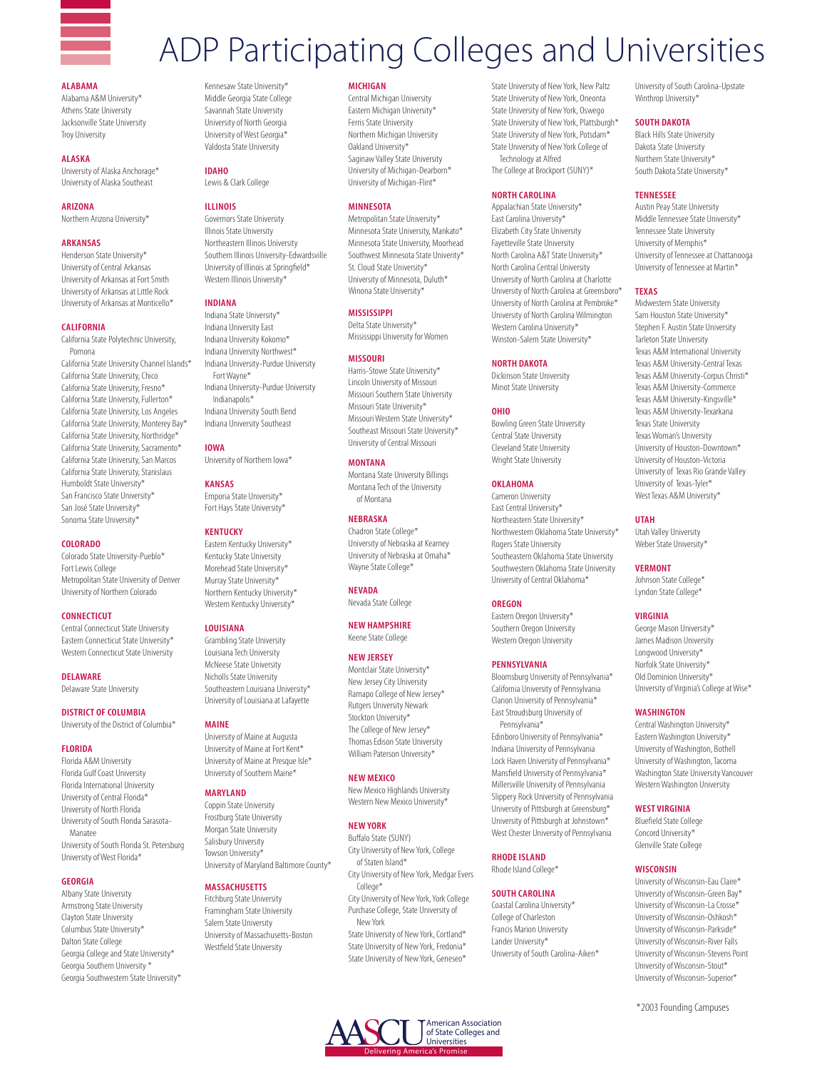# ADP Participating Colleges and Universities

**ALABAMA**
Alabama A&M University*
Athens State University
Jacksonville State University
Troy University

**ALASKA**
University of Alaska Anchorage*
University of Alaska Southeast

**ARIZONA**
Northern Arizona University*

**ARKANSAS**
Henderson State University*
University of Central Arkansas
University of Arkansas at Fort Smith
University of Arkansas at Little Rock
University of Arkansas at Monticello*

**CALIFORNIA**
California State Polytechnic University, Pomona
California State University Channel Islands*
California State University, Chico
California State University, Fresno*
California State University, Fullerton*
California State University, Los Angeles
California State University, Monterey Bay*
California State University, Northridge*
California State University, Sacramento*
California State University, San Marcos
California State University, Stanislaus
Humboldt State University*
San Francisco State University*
San José State University*
Sonoma State University*

**COLORADO**
Colorado State University-Pueblo*
Fort Lewis College
Metropolitan State University of Denver
University of Northern Colorado

**CONNECTICUT**
Central Connecticut State University
Eastern Connecticut State University*
Western Connecticut State University

**DELAWARE**
Delaware State University

**DISTRICT OF COLUMBIA**
University of the District of Columbia*

**FLORIDA**
Florida A&M University
Florida Gulf Coast University
Florida International University
University of Central Florida*
University of North Florida
University of South Florida Sarasota-Manatee
University of South Florida St. Petersburg
University of West Florida*

**GEORGIA**
Albany State University
Armstrong State University
Clayton State University
Columbus State University*
Dalton State College
Georgia College and State University*
Georgia Southern University *
Georgia Southwestern State University*
Kennesaw State University*
Middle Georgia State College
Savannah State University
University of North Georgia
University of West Georgia*
Valdosta State University

**IDAHO**
Lewis & Clark College

**ILLINOIS**
Governors State University
Illinois State University
Northeastern Illinois University
Southern Illinois University-Edwardsville
University of Illinois at Springfield*
Western Illinois University*

**INDIANA**
Indiana State University*
Indiana University East
Indiana University Kokomo*
Indiana University Northwest*
Indiana University-Purdue University Fort Wayne*
Indiana University-Purdue University Indianapolis*
Indiana University South Bend
Indiana University Southeast

**IOWA**
University of Northern Iowa*

**KANSAS**
Emporia State University*
Fort Hays State University*

**KENTUCKY**
Eastern Kentucky University*
Kentucky State University
Morehead State University*
Murray State University*
Northern Kentucky University*
Western Kentucky University*

**LOUISIANA**
Grambling State University
Louisiana Tech University
McNeese State University
Nicholls State University
Southeastern Louisiana University*
University of Louisiana at Lafayette

**MAINE**
University of Maine at Augusta
University of Maine at Fort Kent*
University of Maine at Presque Isle*
University of Southern Maine*

**MARYLAND**
Coppin State University
Frostburg State University
Morgan State University
Salisbury University
Towson University*
University of Maryland Baltimore County*

**MASSACHUSETTS**
Fitchburg State University
Framingham State University
Salem State University
University of Massachusetts-Boston
Westfield State University

**MICHIGAN**
Central Michigan University
Eastern Michigan University*
Ferris State University
Northern Michigan University
Oakland University*
Saginaw Valley State University
University of Michigan-Dearborn*
University of Michigan-Flint*

**MINNESOTA**
Metropolitan State University*
Minnesota State University, Mankato*
Minnesota State University, Moorhead
Southwest Minnesota State University*
St. Cloud State University*
University of Minnesota, Duluth*
Winona State University*

**MISSISSIPPI**
Delta State University*
Mississippi University for Women

**MISSOURI**
Harris-Stowe State University*
Lincoln University of Missouri
Missouri Southern State University
Missouri State University*
Missouri Western State University*
Southeast Missouri State University*
University of Central Missouri

**MONTANA**
Montana State University Billings
Montana Tech of the University of Montana

**NEBRASKA**
Chadron State College*
University of Nebraska at Kearney
University of Nebraska at Omaha*
Wayne State College*

**NEVADA**
Nevada State College

**NEW HAMPSHIRE**
Keene State College

**NEW JERSEY**
Montclair State University*
New Jersey City University
Ramapo College of New Jersey*
Rutgers University Newark
Stockton University*
The College of New Jersey*
Thomas Edison State University
William Paterson University*

**NEW MEXICO**
New Mexico Highlands University
Western New Mexico University*

**NEW YORK**
Buffalo State (SUNY)
City University of New York, College of Staten Island*
City University of New York, Medgar Evers College*
City University of New York, York College
Purchase College, State University of New York
State University of New York, Cortland*
State University of New York, Fredonia*
State University of New York, Geneseo*
State University of New York, New Paltz
State University of New York, Oneonta
State University of New York, Oswego
State University of New York, Plattsburgh*
State University of New York, Potsdam*
State University of New York College of Technology at Alfred
The College at Brockport (SUNY)*

**NORTH CAROLINA**
Appalachian State University*
East Carolina University*
Elizabeth City State University
Fayetteville State University
North Carolina A&T State University*
North Carolina Central University
University of North Carolina at Charlotte
University of North Carolina at Greensboro*
University of North Carolina at Pembroke*
University of North Carolina Wilmington
Western Carolina University*
Winston-Salem State University*

**NORTH DAKOTA**
Dickinson State University
Minot State University

**OHIO**
Bowling Green State University
Central State University
Cleveland State University
Wright State University

**OKLAHOMA**
Cameron University
East Central University*
Northeastern State University*
Northwestern Oklahoma State University*
Rogers State University
Southeastern Oklahoma State University
Southwestern Oklahoma State University
University of Central Oklahoma*

**OREGON**
Eastern Oregon University*
Southern Oregon University
Western Oregon University

**PENNSYLVANIA**
Bloomsburg University of Pennsylvania*
California University of Pennsylvania
Clarion University of Pennsylvania*
East Stroudsburg University of Pennsylvania*
Edinboro University of Pennsylvania*
Indiana University of Pennsylvania
Lock Haven University of Pennsylvania*
Mansfield University of Pennsylvania*
Millersville University of Pennsylvania
Slippery Rock University of Pennsylvania
University of Pittsburgh at Greensburg*
University of Pittsburgh at Johnstown*
West Chester University of Pennsylvania

**RHODE ISLAND**
Rhode Island College*

**SOUTH CAROLINA**
Coastal Carolina University*
College of Charleston
Francis Marion University
Lander University*
University of South Carolina-Aiken*
University of South Carolina-Upstate
Winthrop University*

**SOUTH DAKOTA**
Black Hills State University
Dakota State University
Northern State University*
South Dakota State University*

**TENNESSEE**
Austin Peay State University
Middle Tennessee State University*
Tennessee State University
University of Memphis*
University of Tennessee at Chattanooga
University of Tennessee at Martin*

**TEXAS**
Midwestern State University
Sam Houston State University*
Stephen F. Austin State University
Tarleton State University
Texas A&M International University
Texas A&M University-Central Texas
Texas A&M University-Corpus Christi*
Texas A&M University-Commerce
Texas A&M University-Kingsville*
Texas A&M University-Texarkana
Texas State University
Texas Woman's University
University of Houston-Downtown*
University of Houston-Victoria
University of Texas Rio Grande Valley
University of Texas-Tyler*
West Texas A&M University*

**UTAH**
Utah Valley University
Weber State University*

**VERMONT**
Johnson State College*
Lyndon State College*

**VIRGINIA**
George Mason University*
James Madison University
Longwood University*
Norfolk State University*
Old Dominion University*
University of Virginia's College at Wise*

**WASHINGTON**
Central Washington University*
Eastern Washington University*
University of Washington, Bothell
University of Washington, Tacoma
Washington State University Vancouver
Western Washington University

**WEST VIRGINIA**
Bluefield State College
Concord University*
Glenville State College

**WISCONSIN**
University of Wisconsin-Eau Claire*
University of Wisconsin-Green Bay*
University of Wisconsin-La Crosse*
University of Wisconsin-Oshkosh*
University of Wisconsin-Parkside*
University of Wisconsin-River Falls
University of Wisconsin-Stevens Point
University of Wisconsin-Stout*
University of Wisconsin-Superior*

*2003 Founding Campuses

AASCU American Association of State Colleges and Universities
Delivering America's Promise